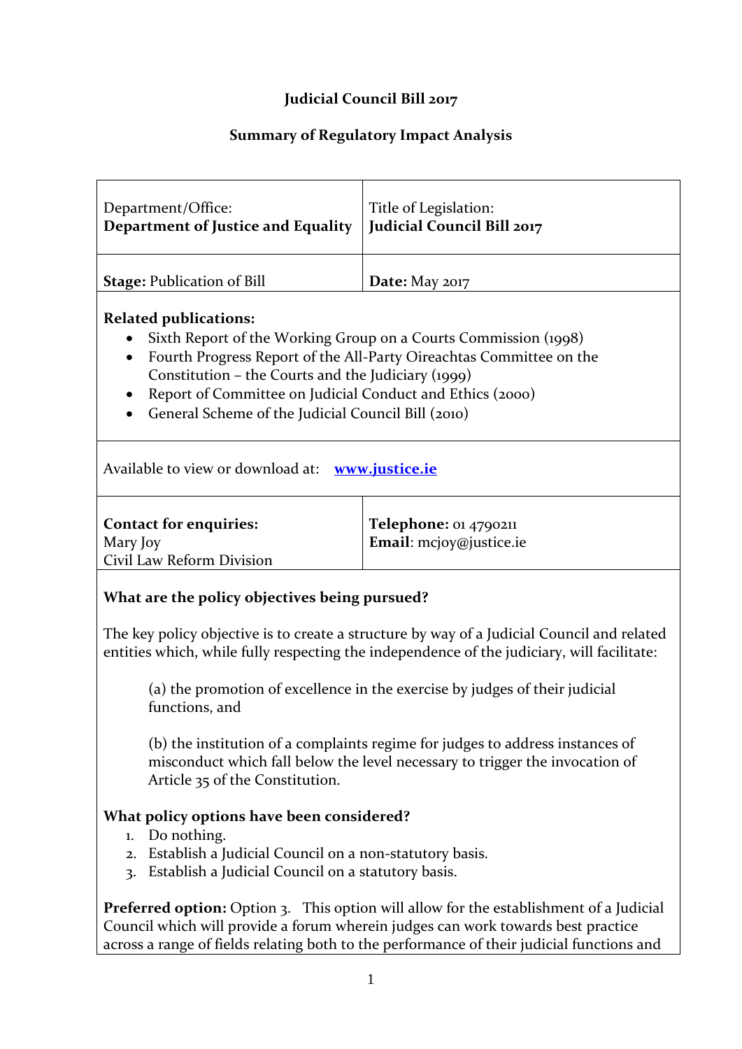# Judicial Council Bill 2017

## Summary of Regulatory Impact Analysis

| | |
|---|---|
| Department/Office: **Department of Justice and Equality** | Title of Legislation: **Judicial Council Bill 2017** |
| **Stage:** Publication of Bill | **Date:** May 2017 |

**Related publications:**

- Sixth Report of the Working Group on a Courts Commission (1998)
- Fourth Progress Report of the All-Party Oireachtas Committee on the Constitution – the Courts and the Judiciary (1999)
- Report of Committee on Judicial Conduct and Ethics (2000)
- General Scheme of the Judicial Council Bill (2010)

Available to view or download at: **www.justice.ie**

| | |
|---|---|
| **Contact for enquiries:** Mary Joy Civil Law Reform Division | **Telephone:** 01 4790211 **Email**: mcjoy@justice.ie |

### What are the policy objectives being pursued?

The key policy objective is to create a structure by way of a Judicial Council and related entities which, while fully respecting the independence of the judiciary, will facilitate:

(a) the promotion of excellence in the exercise by judges of their judicial functions, and

(b) the institution of a complaints regime for judges to address instances of misconduct which fall below the level necessary to trigger the invocation of Article 35 of the Constitution.

### What policy options have been considered?

1. Do nothing.
2. Establish a Judicial Council on a non-statutory basis.
3. Establish a Judicial Council on a statutory basis.

**Preferred option:** Option 3. This option will allow for the establishment of a Judicial Council which will provide a forum wherein judges can work towards best practice across a range of fields relating both to the performance of their judicial functions and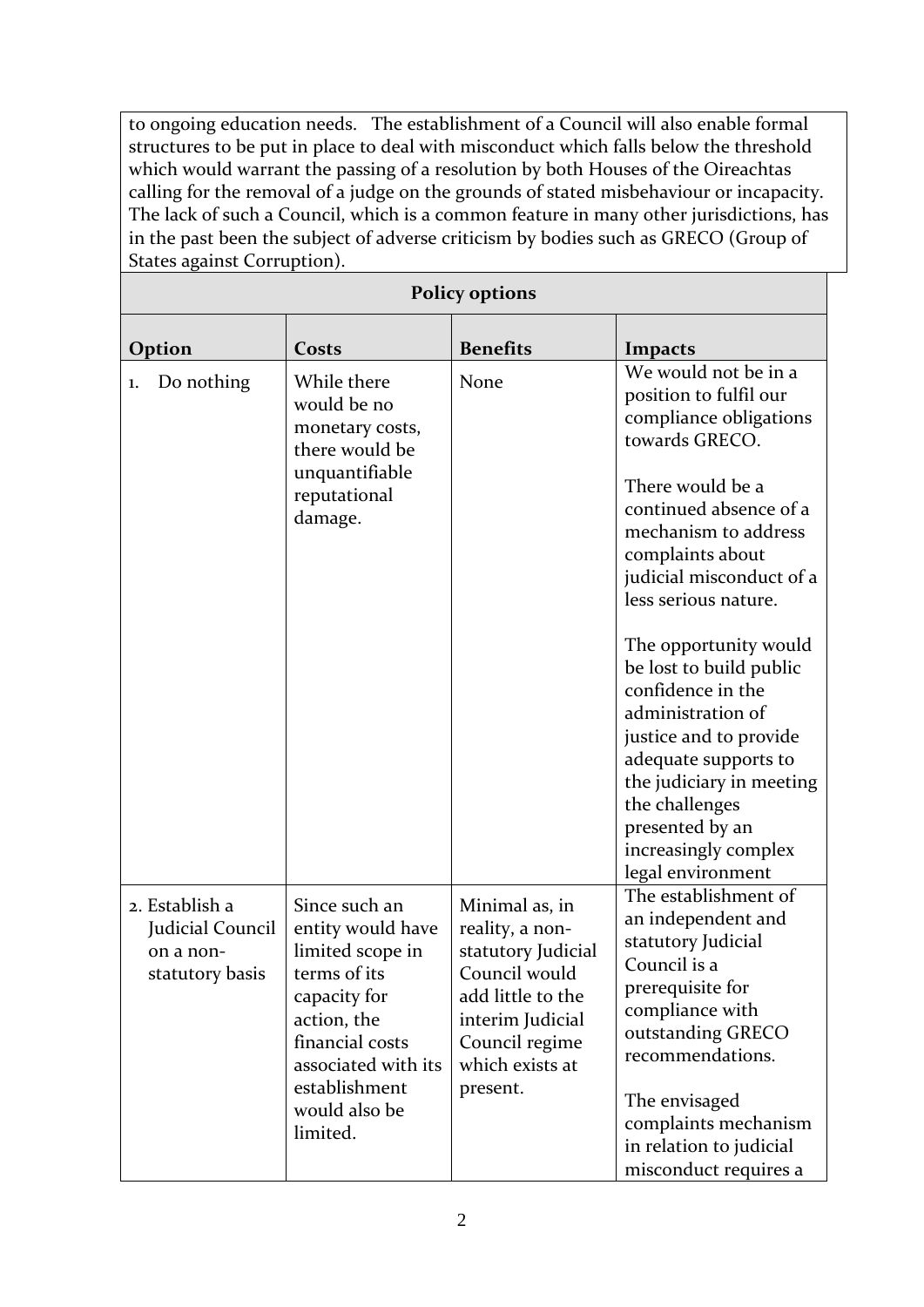to ongoing education needs. The establishment of a Council will also enable formal structures to be put in place to deal with misconduct which falls below the threshold which would warrant the passing of a resolution by both Houses of the Oireachtas calling for the removal of a judge on the grounds of stated misbehaviour or incapacity. The lack of such a Council, which is a common feature in many other jurisdictions, has in the past been the subject of adverse criticism by bodies such as GRECO (Group of States against Corruption).

**Policy options**

| Option | Costs | Benefits | Impacts |
|---|---|---|---|
| 1. Do nothing | While there would be no monetary costs, there would be unquantifiable reputational damage. | None | We would not be in a position to fulfil our compliance obligations towards GRECO.<br><br>There would be a continued absence of a mechanism to address complaints about judicial misconduct of a less serious nature.<br><br>The opportunity would be lost to build public confidence in the administration of justice and to provide adequate supports to the judiciary in meeting the challenges presented by an increasingly complex legal environment |
| 2. Establish a Judicial Council on a non-statutory basis | Since such an entity would have limited scope in terms of its capacity for action, the financial costs associated with its establishment would also be limited. | Minimal as, in reality, a non-statutory Judicial Council would add little to the interim Judicial Council regime which exists at present. | The establishment of an independent and statutory Judicial Council is a prerequisite for compliance with outstanding GRECO recommendations.<br><br>The envisaged complaints mechanism in relation to judicial misconduct requires a |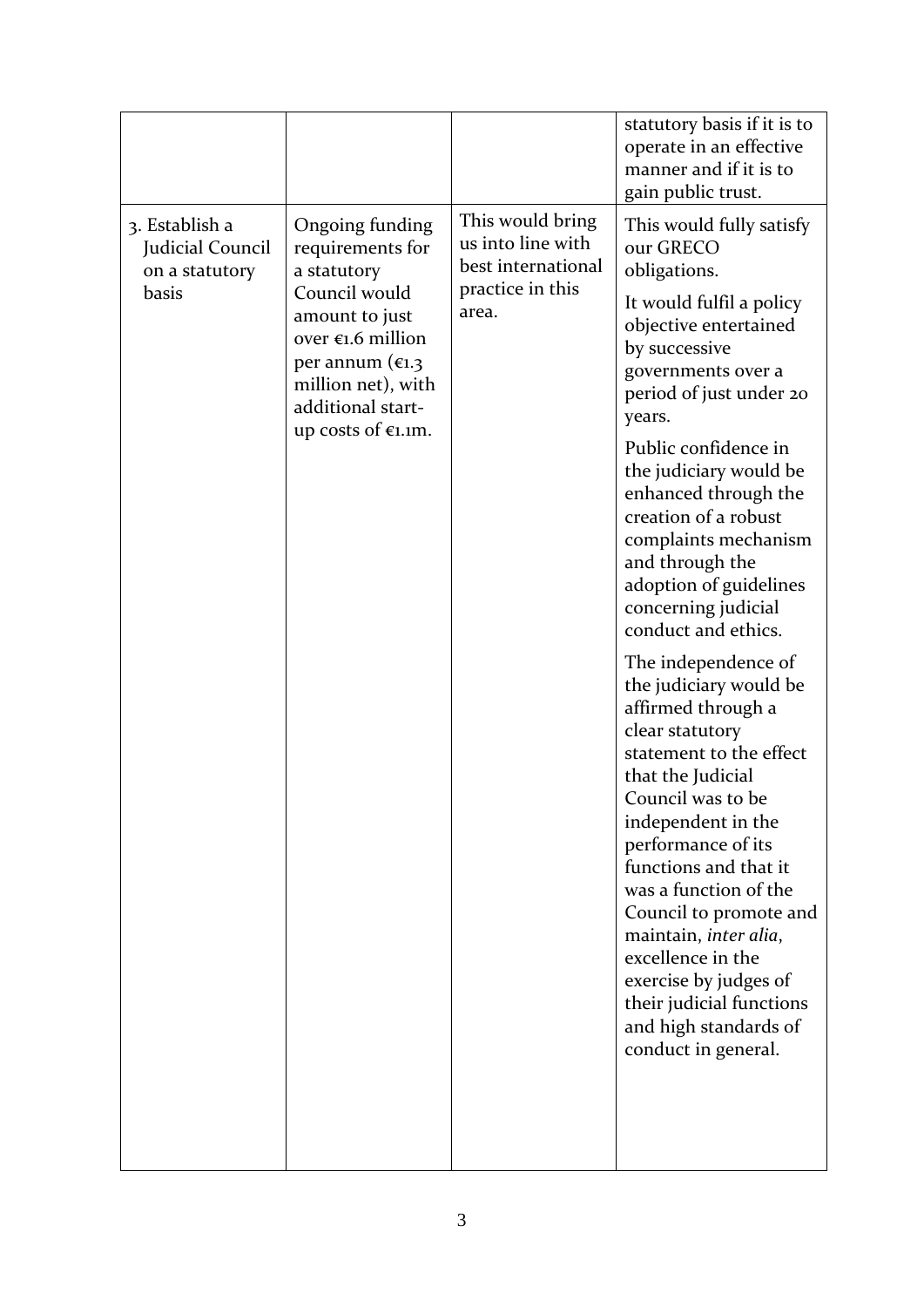| | | | |
|---|---|---|---|
| | | | statutory basis if it is to operate in an effective manner and if it is to gain public trust. |
| 3. Establish a Judicial Council on a statutory basis | Ongoing funding requirements for a statutory Council would amount to just over €1.6 million per annum (€1.3 million net), with additional start-up costs of €1.1m. | This would bring us into line with best international practice in this area. | This would fully satisfy our GRECO obligations.<br><br>It would fulfil a policy objective entertained by successive governments over a period of just under 20 years.<br><br>Public confidence in the judiciary would be enhanced through the creation of a robust complaints mechanism and through the adoption of guidelines concerning judicial conduct and ethics.<br><br>The independence of the judiciary would be affirmed through a clear statutory statement to the effect that the Judicial Council was to be independent in the performance of its functions and that it was a function of the Council to promote and maintain, *inter alia*, excellence in the exercise by judges of their judicial functions and high standards of conduct in general. |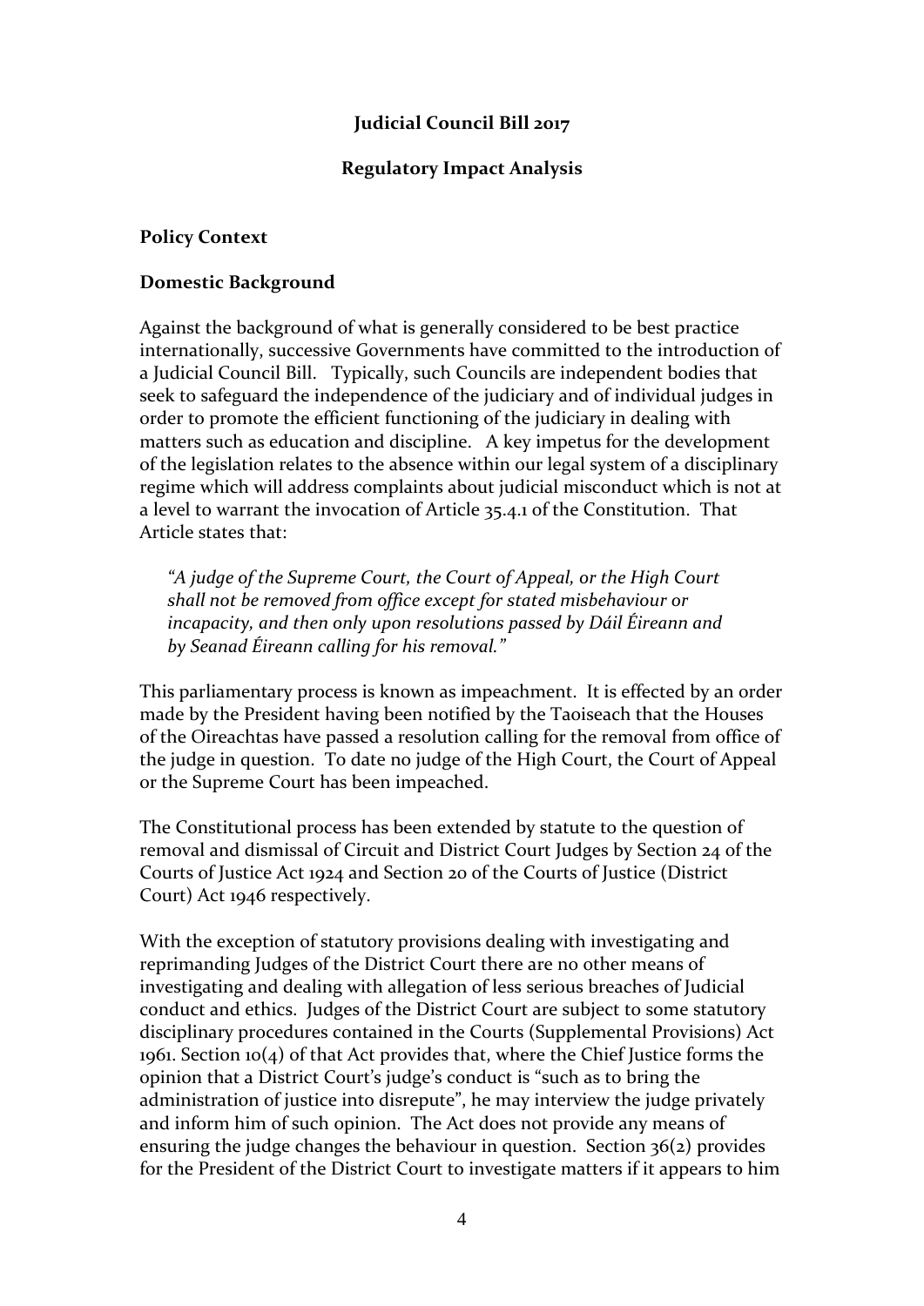**Judicial Council Bill 2017**

**Regulatory Impact Analysis**

**Policy Context**

**Domestic Background**

Against the background of what is generally considered to be best practice internationally, successive Governments have committed to the introduction of a Judicial Council Bill. Typically, such Councils are independent bodies that seek to safeguard the independence of the judiciary and of individual judges in order to promote the efficient functioning of the judiciary in dealing with matters such as education and discipline. A key impetus for the development of the legislation relates to the absence within our legal system of a disciplinary regime which will address complaints about judicial misconduct which is not at a level to warrant the invocation of Article 35.4.1 of the Constitution. That Article states that:

> *"A judge of the Supreme Court, the Court of Appeal, or the High Court shall not be removed from office except for stated misbehaviour or incapacity, and then only upon resolutions passed by Dáil Éireann and by Seanad Éireann calling for his removal."*

This parliamentary process is known as impeachment. It is effected by an order made by the President having been notified by the Taoiseach that the Houses of the Oireachtas have passed a resolution calling for the removal from office of the judge in question. To date no judge of the High Court, the Court of Appeal or the Supreme Court has been impeached.

The Constitutional process has been extended by statute to the question of removal and dismissal of Circuit and District Court Judges by Section 24 of the Courts of Justice Act 1924 and Section 20 of the Courts of Justice (District Court) Act 1946 respectively.

With the exception of statutory provisions dealing with investigating and reprimanding Judges of the District Court there are no other means of investigating and dealing with allegation of less serious breaches of Judicial conduct and ethics. Judges of the District Court are subject to some statutory disciplinary procedures contained in the Courts (Supplemental Provisions) Act 1961. Section 10(4) of that Act provides that, where the Chief Justice forms the opinion that a District Court's judge's conduct is "such as to bring the administration of justice into disrepute", he may interview the judge privately and inform him of such opinion. The Act does not provide any means of ensuring the judge changes the behaviour in question. Section 36(2) provides for the President of the District Court to investigate matters if it appears to him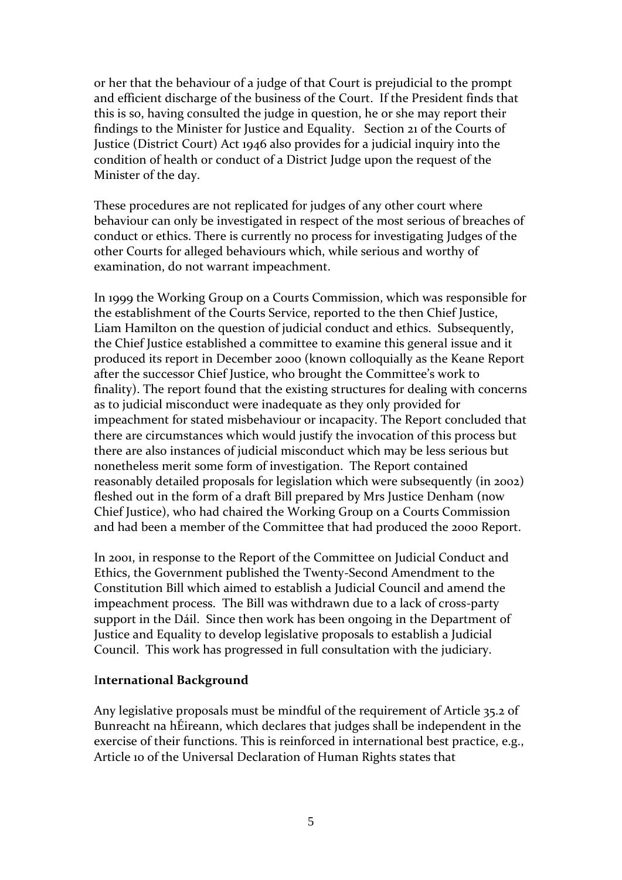or her that the behaviour of a judge of that Court is prejudicial to the prompt and efficient discharge of the business of the Court. If the President finds that this is so, having consulted the judge in question, he or she may report their findings to the Minister for Justice and Equality. Section 21 of the Courts of Justice (District Court) Act 1946 also provides for a judicial inquiry into the condition of health or conduct of a District Judge upon the request of the Minister of the day.

These procedures are not replicated for judges of any other court where behaviour can only be investigated in respect of the most serious of breaches of conduct or ethics. There is currently no process for investigating Judges of the other Courts for alleged behaviours which, while serious and worthy of examination, do not warrant impeachment.

In 1999 the Working Group on a Courts Commission, which was responsible for the establishment of the Courts Service, reported to the then Chief Justice, Liam Hamilton on the question of judicial conduct and ethics. Subsequently, the Chief Justice established a committee to examine this general issue and it produced its report in December 2000 (known colloquially as the Keane Report after the successor Chief Justice, who brought the Committee's work to finality). The report found that the existing structures for dealing with concerns as to judicial misconduct were inadequate as they only provided for impeachment for stated misbehaviour or incapacity. The Report concluded that there are circumstances which would justify the invocation of this process but there are also instances of judicial misconduct which may be less serious but nonetheless merit some form of investigation. The Report contained reasonably detailed proposals for legislation which were subsequently (in 2002) fleshed out in the form of a draft Bill prepared by Mrs Justice Denham (now Chief Justice), who had chaired the Working Group on a Courts Commission and had been a member of the Committee that had produced the 2000 Report.

In 2001, in response to the Report of the Committee on Judicial Conduct and Ethics, the Government published the Twenty-Second Amendment to the Constitution Bill which aimed to establish a Judicial Council and amend the impeachment process. The Bill was withdrawn due to a lack of cross-party support in the Dáil. Since then work has been ongoing in the Department of Justice and Equality to develop legislative proposals to establish a Judicial Council. This work has progressed in full consultation with the judiciary.

**International Background**

Any legislative proposals must be mindful of the requirement of Article 35.2 of Bunreacht na hÉireann, which declares that judges shall be independent in the exercise of their functions. This is reinforced in international best practice, e.g., Article 10 of the Universal Declaration of Human Rights states that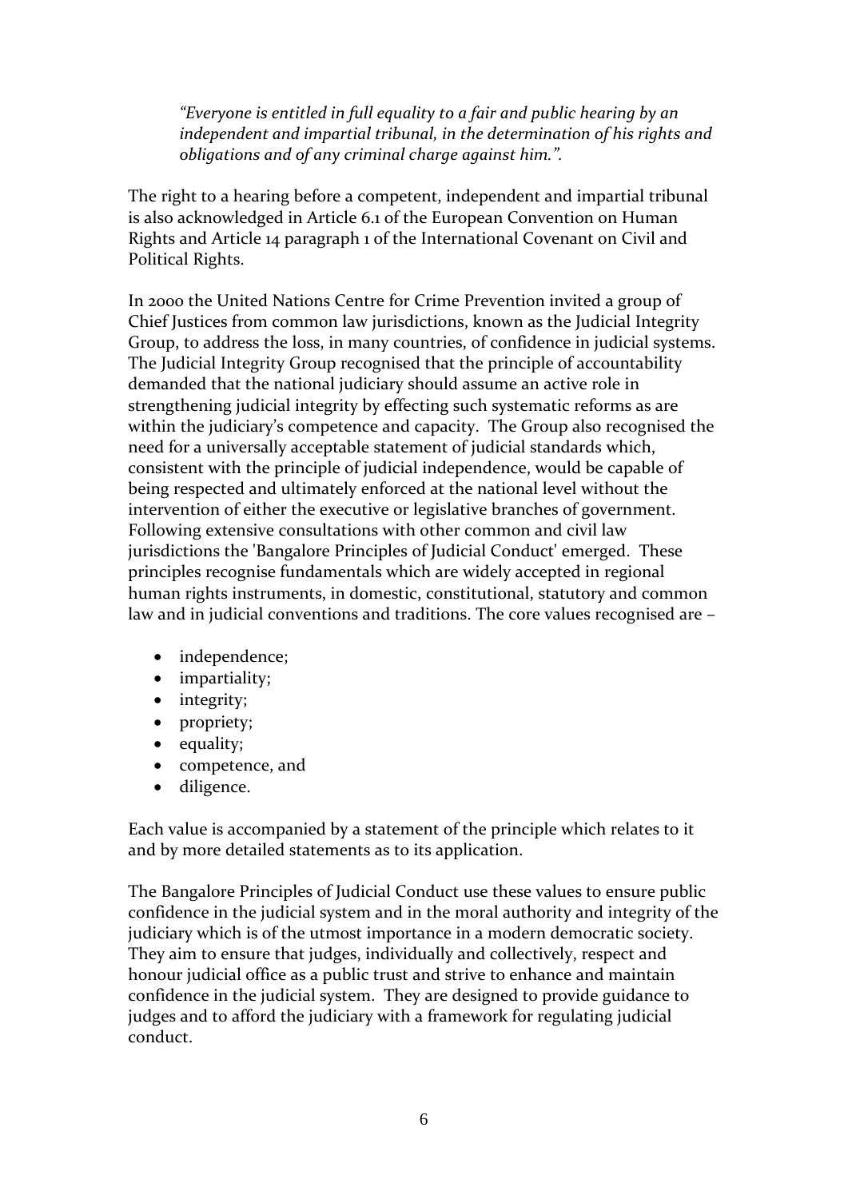> *"Everyone is entitled in full equality to a fair and public hearing by an independent and impartial tribunal, in the determination of his rights and obligations and of any criminal charge against him.".*

The right to a hearing before a competent, independent and impartial tribunal is also acknowledged in Article 6.1 of the European Convention on Human Rights and Article 14 paragraph 1 of the International Covenant on Civil and Political Rights.

In 2000 the United Nations Centre for Crime Prevention invited a group of Chief Justices from common law jurisdictions, known as the Judicial Integrity Group, to address the loss, in many countries, of confidence in judicial systems. The Judicial Integrity Group recognised that the principle of accountability demanded that the national judiciary should assume an active role in strengthening judicial integrity by effecting such systematic reforms as are within the judiciary's competence and capacity. The Group also recognised the need for a universally acceptable statement of judicial standards which, consistent with the principle of judicial independence, would be capable of being respected and ultimately enforced at the national level without the intervention of either the executive or legislative branches of government. Following extensive consultations with other common and civil law jurisdictions the 'Bangalore Principles of Judicial Conduct' emerged. These principles recognise fundamentals which are widely accepted in regional human rights instruments, in domestic, constitutional, statutory and common law and in judicial conventions and traditions. The core values recognised are –

- independence;
- impartiality;
- integrity;
- propriety;
- equality;
- competence, and
- diligence.

Each value is accompanied by a statement of the principle which relates to it and by more detailed statements as to its application.

The Bangalore Principles of Judicial Conduct use these values to ensure public confidence in the judicial system and in the moral authority and integrity of the judiciary which is of the utmost importance in a modern democratic society. They aim to ensure that judges, individually and collectively, respect and honour judicial office as a public trust and strive to enhance and maintain confidence in the judicial system. They are designed to provide guidance to judges and to afford the judiciary with a framework for regulating judicial conduct.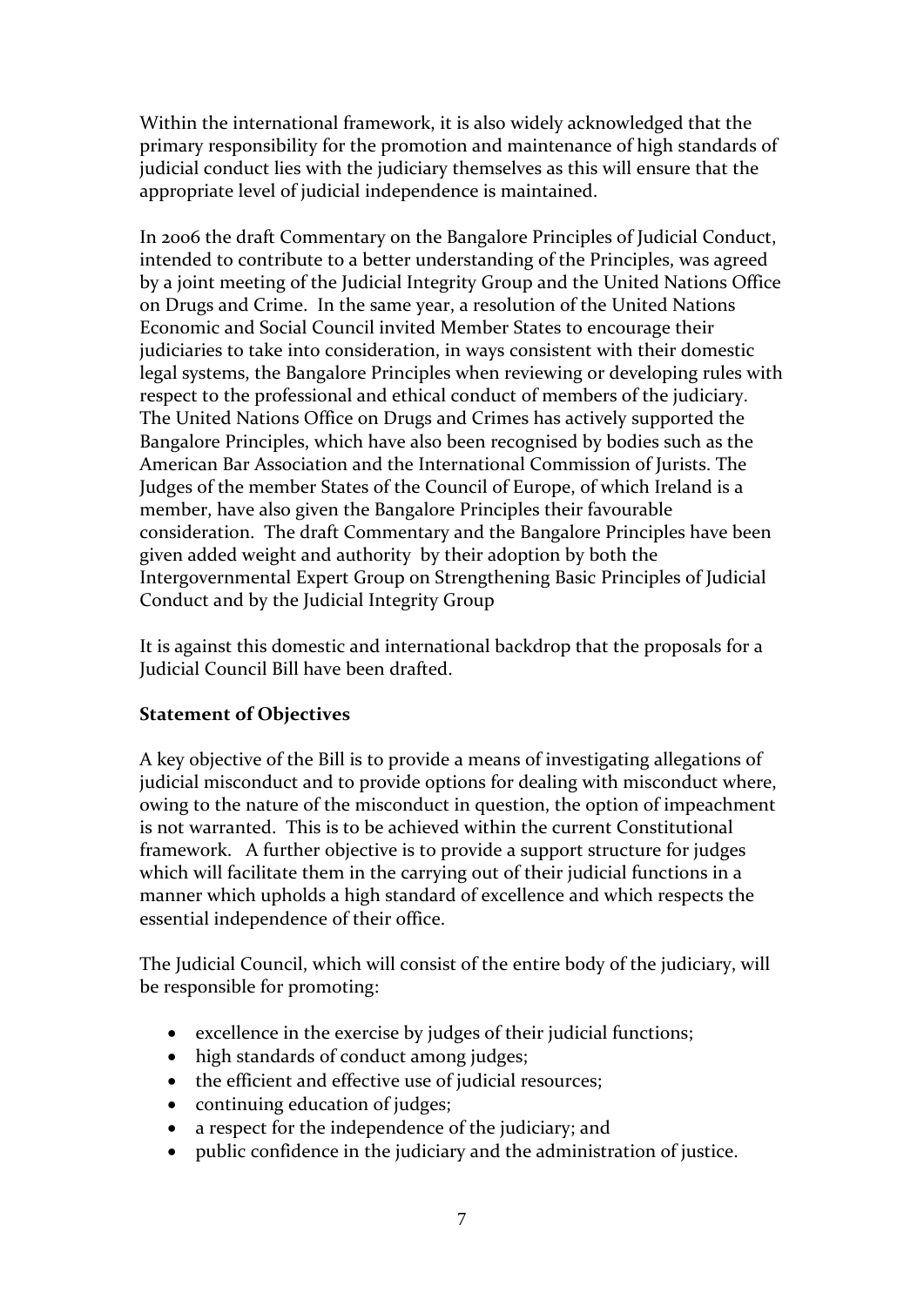Within the international framework, it is also widely acknowledged that the primary responsibility for the promotion and maintenance of high standards of judicial conduct lies with the judiciary themselves as this will ensure that the appropriate level of judicial independence is maintained.

In 2006 the draft Commentary on the Bangalore Principles of Judicial Conduct, intended to contribute to a better understanding of the Principles, was agreed by a joint meeting of the Judicial Integrity Group and the United Nations Office on Drugs and Crime. In the same year, a resolution of the United Nations Economic and Social Council invited Member States to encourage their judiciaries to take into consideration, in ways consistent with their domestic legal systems, the Bangalore Principles when reviewing or developing rules with respect to the professional and ethical conduct of members of the judiciary. The United Nations Office on Drugs and Crimes has actively supported the Bangalore Principles, which have also been recognised by bodies such as the American Bar Association and the International Commission of Jurists. The Judges of the member States of the Council of Europe, of which Ireland is a member, have also given the Bangalore Principles their favourable consideration. The draft Commentary and the Bangalore Principles have been given added weight and authority by their adoption by both the Intergovernmental Expert Group on Strengthening Basic Principles of Judicial Conduct and by the Judicial Integrity Group

It is against this domestic and international backdrop that the proposals for a Judicial Council Bill have been drafted.

**Statement of Objectives**

A key objective of the Bill is to provide a means of investigating allegations of judicial misconduct and to provide options for dealing with misconduct where, owing to the nature of the misconduct in question, the option of impeachment is not warranted. This is to be achieved within the current Constitutional framework. A further objective is to provide a support structure for judges which will facilitate them in the carrying out of their judicial functions in a manner which upholds a high standard of excellence and which respects the essential independence of their office.

The Judicial Council, which will consist of the entire body of the judiciary, will be responsible for promoting:

- excellence in the exercise by judges of their judicial functions;
- high standards of conduct among judges;
- the efficient and effective use of judicial resources;
- continuing education of judges;
- a respect for the independence of the judiciary; and
- public confidence in the judiciary and the administration of justice.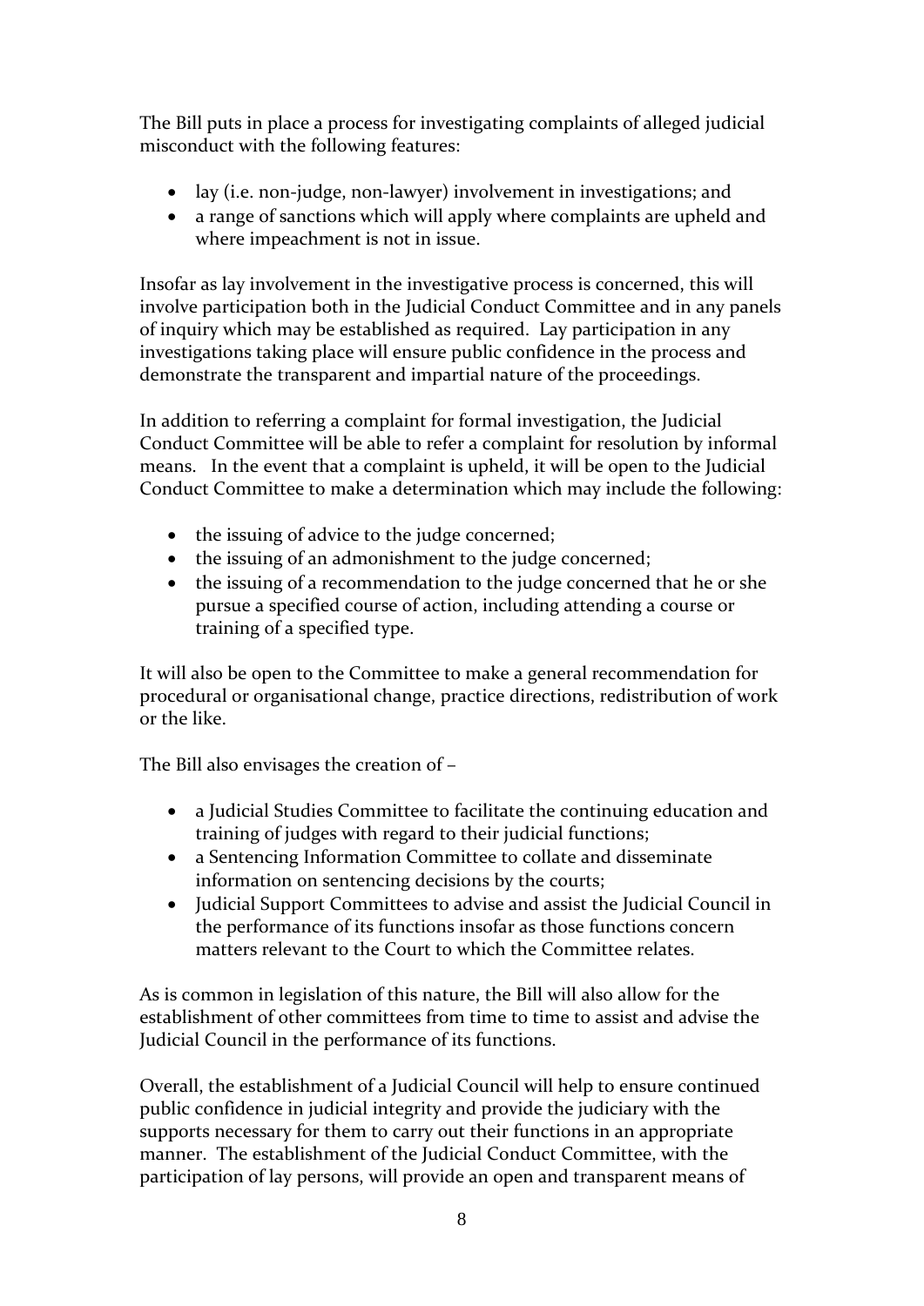The Bill puts in place a process for investigating complaints of alleged judicial misconduct with the following features:

- lay (i.e. non-judge, non-lawyer) involvement in investigations; and
- a range of sanctions which will apply where complaints are upheld and where impeachment is not in issue.

Insofar as lay involvement in the investigative process is concerned, this will involve participation both in the Judicial Conduct Committee and in any panels of inquiry which may be established as required. Lay participation in any investigations taking place will ensure public confidence in the process and demonstrate the transparent and impartial nature of the proceedings.

In addition to referring a complaint for formal investigation, the Judicial Conduct Committee will be able to refer a complaint for resolution by informal means. In the event that a complaint is upheld, it will be open to the Judicial Conduct Committee to make a determination which may include the following:

- the issuing of advice to the judge concerned;
- the issuing of an admonishment to the judge concerned;
- the issuing of a recommendation to the judge concerned that he or she pursue a specified course of action, including attending a course or training of a specified type.

It will also be open to the Committee to make a general recommendation for procedural or organisational change, practice directions, redistribution of work or the like.

The Bill also envisages the creation of –

- a Judicial Studies Committee to facilitate the continuing education and training of judges with regard to their judicial functions;
- a Sentencing Information Committee to collate and disseminate information on sentencing decisions by the courts;
- Judicial Support Committees to advise and assist the Judicial Council in the performance of its functions insofar as those functions concern matters relevant to the Court to which the Committee relates.

As is common in legislation of this nature, the Bill will also allow for the establishment of other committees from time to time to assist and advise the Judicial Council in the performance of its functions.

Overall, the establishment of a Judicial Council will help to ensure continued public confidence in judicial integrity and provide the judiciary with the supports necessary for them to carry out their functions in an appropriate manner. The establishment of the Judicial Conduct Committee, with the participation of lay persons, will provide an open and transparent means of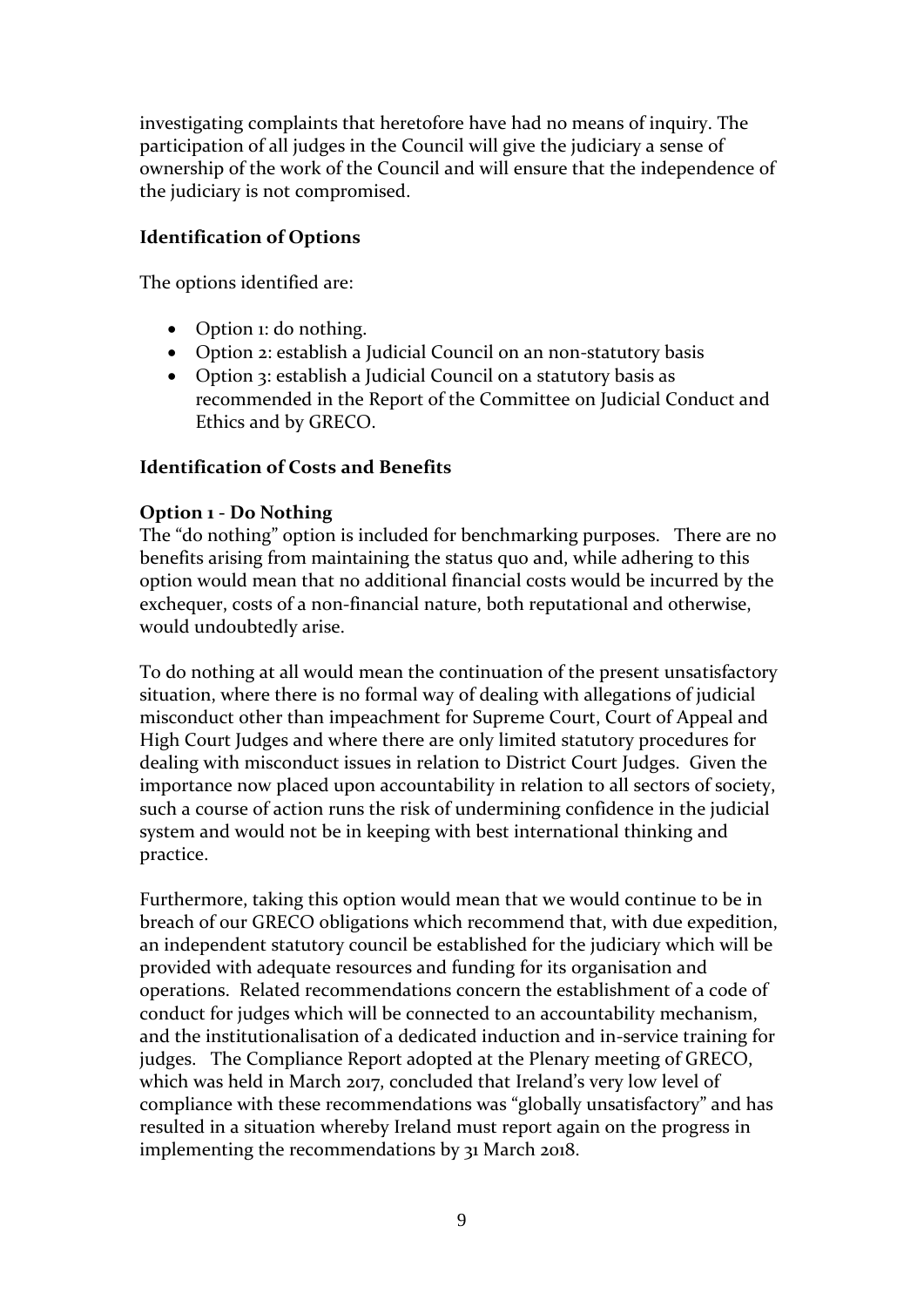investigating complaints that heretofore have had no means of inquiry. The participation of all judges in the Council will give the judiciary a sense of ownership of the work of the Council and will ensure that the independence of the judiciary is not compromised.

**Identification of Options**

The options identified are:

- Option 1: do nothing.
- Option 2: establish a Judicial Council on an non-statutory basis
- Option 3: establish a Judicial Council on a statutory basis as recommended in the Report of the Committee on Judicial Conduct and Ethics and by GRECO.

**Identification of Costs and Benefits**

**Option 1 - Do Nothing**

The "do nothing" option is included for benchmarking purposes. There are no benefits arising from maintaining the status quo and, while adhering to this option would mean that no additional financial costs would be incurred by the exchequer, costs of a non-financial nature, both reputational and otherwise, would undoubtedly arise.

To do nothing at all would mean the continuation of the present unsatisfactory situation, where there is no formal way of dealing with allegations of judicial misconduct other than impeachment for Supreme Court, Court of Appeal and High Court Judges and where there are only limited statutory procedures for dealing with misconduct issues in relation to District Court Judges. Given the importance now placed upon accountability in relation to all sectors of society, such a course of action runs the risk of undermining confidence in the judicial system and would not be in keeping with best international thinking and practice.

Furthermore, taking this option would mean that we would continue to be in breach of our GRECO obligations which recommend that, with due expedition, an independent statutory council be established for the judiciary which will be provided with adequate resources and funding for its organisation and operations. Related recommendations concern the establishment of a code of conduct for judges which will be connected to an accountability mechanism, and the institutionalisation of a dedicated induction and in-service training for judges. The Compliance Report adopted at the Plenary meeting of GRECO, which was held in March 2017, concluded that Ireland's very low level of compliance with these recommendations was "globally unsatisfactory" and has resulted in a situation whereby Ireland must report again on the progress in implementing the recommendations by 31 March 2018.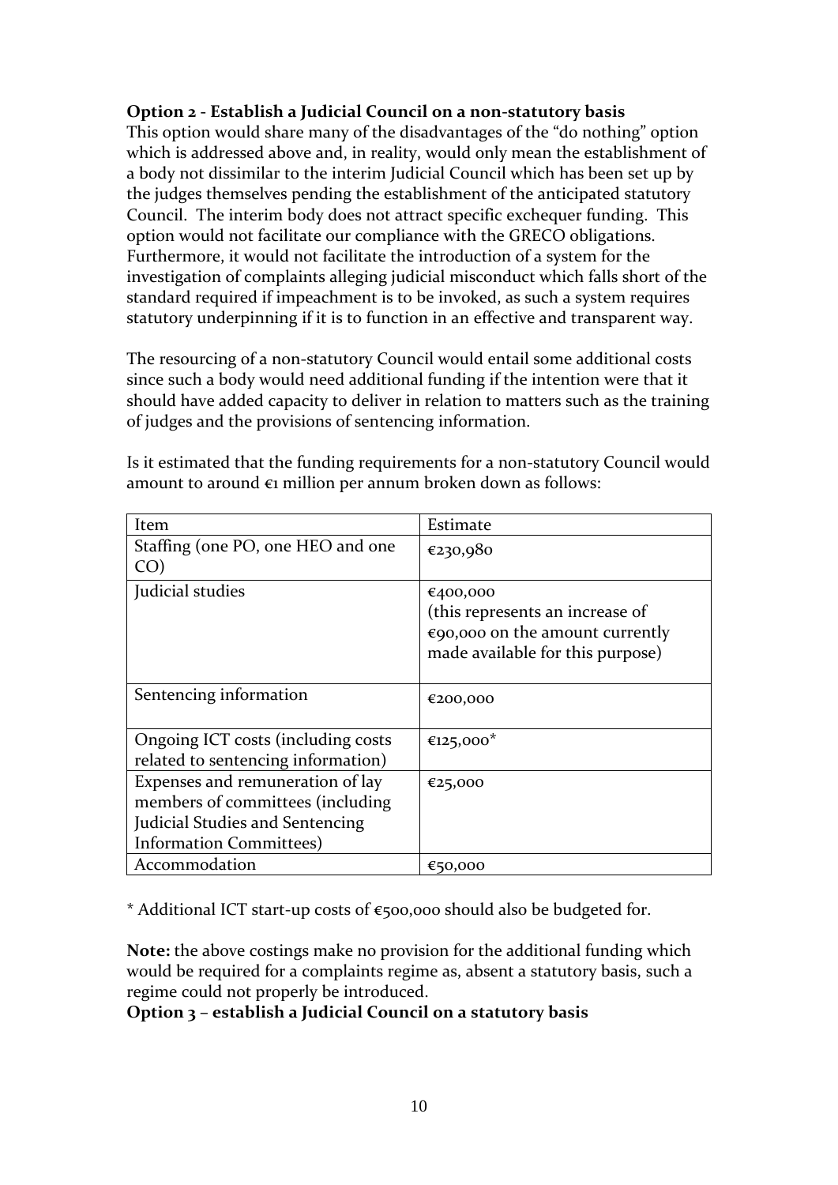**Option 2 - Establish a Judicial Council on a non-statutory basis**

This option would share many of the disadvantages of the "do nothing" option which is addressed above and, in reality, would only mean the establishment of a body not dissimilar to the interim Judicial Council which has been set up by the judges themselves pending the establishment of the anticipated statutory Council. The interim body does not attract specific exchequer funding. This option would not facilitate our compliance with the GRECO obligations. Furthermore, it would not facilitate the introduction of a system for the investigation of complaints alleging judicial misconduct which falls short of the standard required if impeachment is to be invoked, as such a system requires statutory underpinning if it is to function in an effective and transparent way.

The resourcing of a non-statutory Council would entail some additional costs since such a body would need additional funding if the intention were that it should have added capacity to deliver in relation to matters such as the training of judges and the provisions of sentencing information.

Is it estimated that the funding requirements for a non-statutory Council would amount to around €1 million per annum broken down as follows:

| Item | Estimate |
| --- | --- |
| Staffing (one PO, one HEO and one CO) | €230,980 |
| Judicial studies | €400,000 (this represents an increase of €90,000 on the amount currently made available for this purpose) |
| Sentencing information | €200,000 |
| Ongoing ICT costs (including costs related to sentencing information) | €125,000* |
| Expenses and remuneration of lay members of committees (including Judicial Studies and Sentencing Information Committees) | €25,000 |
| Accommodation | €50,000 |

* Additional ICT start-up costs of €500,000 should also be budgeted for.

**Note:** the above costings make no provision for the additional funding which would be required for a complaints regime as, absent a statutory basis, such a regime could not properly be introduced.

**Option 3 – establish a Judicial Council on a statutory basis**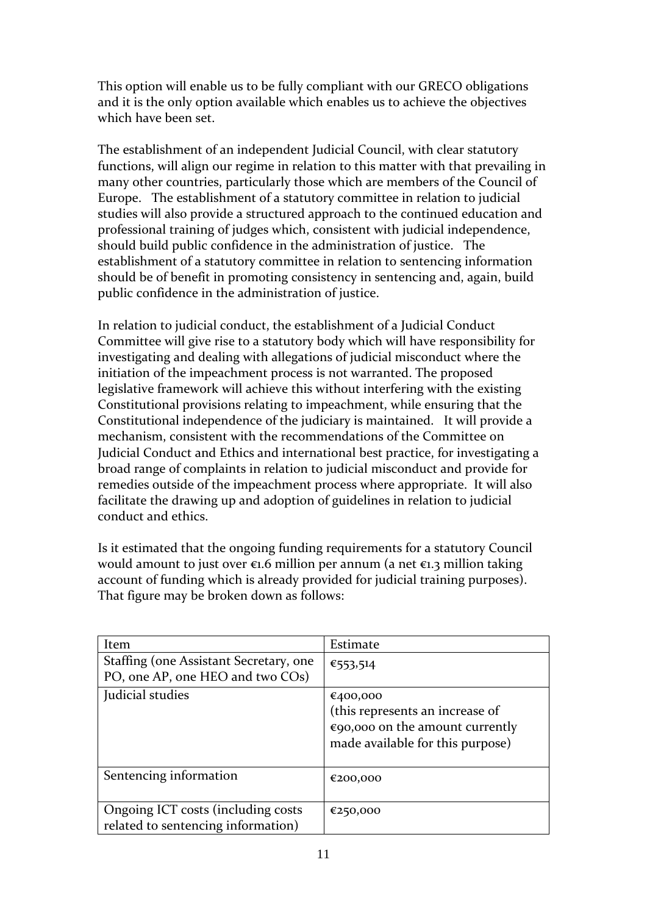This option will enable us to be fully compliant with our GRECO obligations and it is the only option available which enables us to achieve the objectives which have been set.

The establishment of an independent Judicial Council, with clear statutory functions, will align our regime in relation to this matter with that prevailing in many other countries, particularly those which are members of the Council of Europe. The establishment of a statutory committee in relation to judicial studies will also provide a structured approach to the continued education and professional training of judges which, consistent with judicial independence, should build public confidence in the administration of justice. The establishment of a statutory committee in relation to sentencing information should be of benefit in promoting consistency in sentencing and, again, build public confidence in the administration of justice.

In relation to judicial conduct, the establishment of a Judicial Conduct Committee will give rise to a statutory body which will have responsibility for investigating and dealing with allegations of judicial misconduct where the initiation of the impeachment process is not warranted. The proposed legislative framework will achieve this without interfering with the existing Constitutional provisions relating to impeachment, while ensuring that the Constitutional independence of the judiciary is maintained. It will provide a mechanism, consistent with the recommendations of the Committee on Judicial Conduct and Ethics and international best practice, for investigating a broad range of complaints in relation to judicial misconduct and provide for remedies outside of the impeachment process where appropriate. It will also facilitate the drawing up and adoption of guidelines in relation to judicial conduct and ethics.

Is it estimated that the ongoing funding requirements for a statutory Council would amount to just over €1.6 million per annum (a net €1.3 million taking account of funding which is already provided for judicial training purposes). That figure may be broken down as follows:

| Item | Estimate |
|---|---|
| Staffing (one Assistant Secretary, one PO, one AP, one HEO and two COs) | €553,514 |
| Judicial studies | €400,000 (this represents an increase of €90,000 on the amount currently made available for this purpose) |
| Sentencing information | €200,000 |
| Ongoing ICT costs (including costs related to sentencing information) | €250,000 |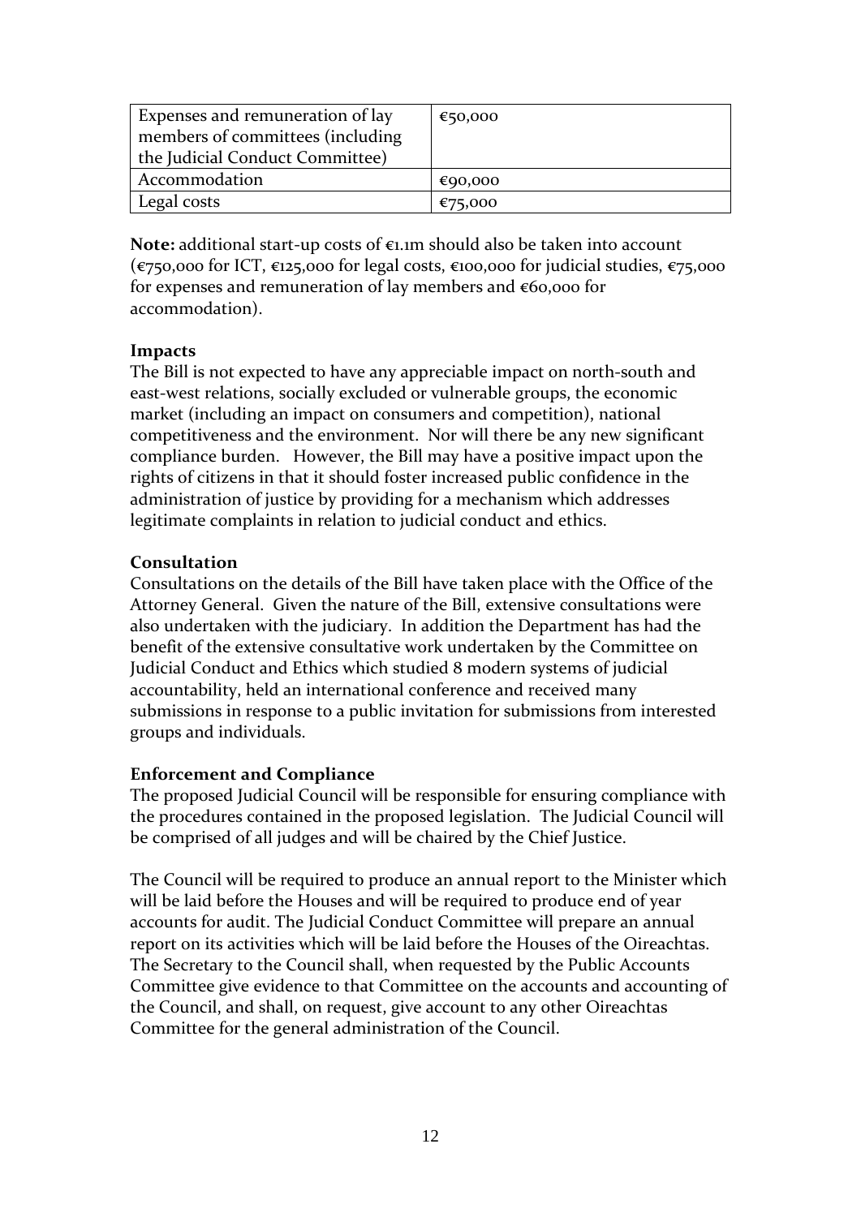| | |
|---|---|
| Expenses and remuneration of lay members of committees (including the Judicial Conduct Committee) | €50,000 |
| Accommodation | €90,000 |
| Legal costs | €75,000 |

**Note:** additional start-up costs of €1.1m should also be taken into account (€750,000 for ICT, €125,000 for legal costs, €100,000 for judicial studies, €75,000 for expenses and remuneration of lay members and €60,000 for accommodation).

**Impacts**

The Bill is not expected to have any appreciable impact on north-south and east-west relations, socially excluded or vulnerable groups, the economic market (including an impact on consumers and competition), national competitiveness and the environment. Nor will there be any new significant compliance burden. However, the Bill may have a positive impact upon the rights of citizens in that it should foster increased public confidence in the administration of justice by providing for a mechanism which addresses legitimate complaints in relation to judicial conduct and ethics.

**Consultation**

Consultations on the details of the Bill have taken place with the Office of the Attorney General. Given the nature of the Bill, extensive consultations were also undertaken with the judiciary. In addition the Department has had the benefit of the extensive consultative work undertaken by the Committee on Judicial Conduct and Ethics which studied 8 modern systems of judicial accountability, held an international conference and received many submissions in response to a public invitation for submissions from interested groups and individuals.

**Enforcement and Compliance**

The proposed Judicial Council will be responsible for ensuring compliance with the procedures contained in the proposed legislation. The Judicial Council will be comprised of all judges and will be chaired by the Chief Justice.

The Council will be required to produce an annual report to the Minister which will be laid before the Houses and will be required to produce end of year accounts for audit. The Judicial Conduct Committee will prepare an annual report on its activities which will be laid before the Houses of the Oireachtas. The Secretary to the Council shall, when requested by the Public Accounts Committee give evidence to that Committee on the accounts and accounting of the Council, and shall, on request, give account to any other Oireachtas Committee for the general administration of the Council.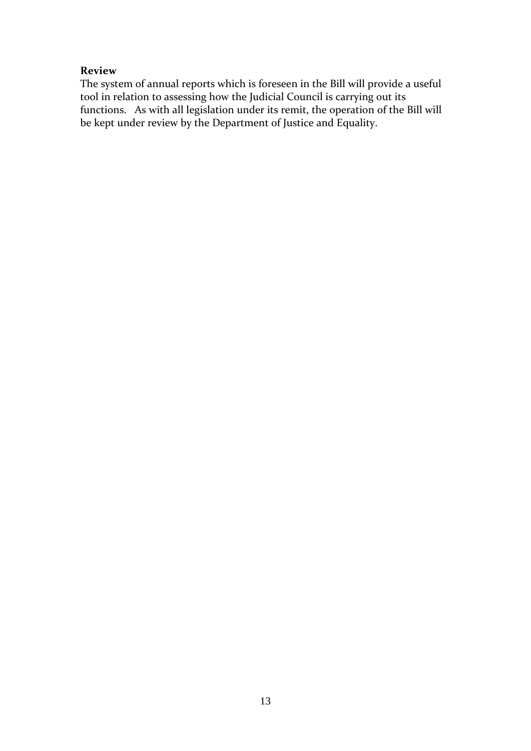**Review**

The system of annual reports which is foreseen in the Bill will provide a useful tool in relation to assessing how the Judicial Council is carrying out its functions. As with all legislation under its remit, the operation of the Bill will be kept under review by the Department of Justice and Equality.